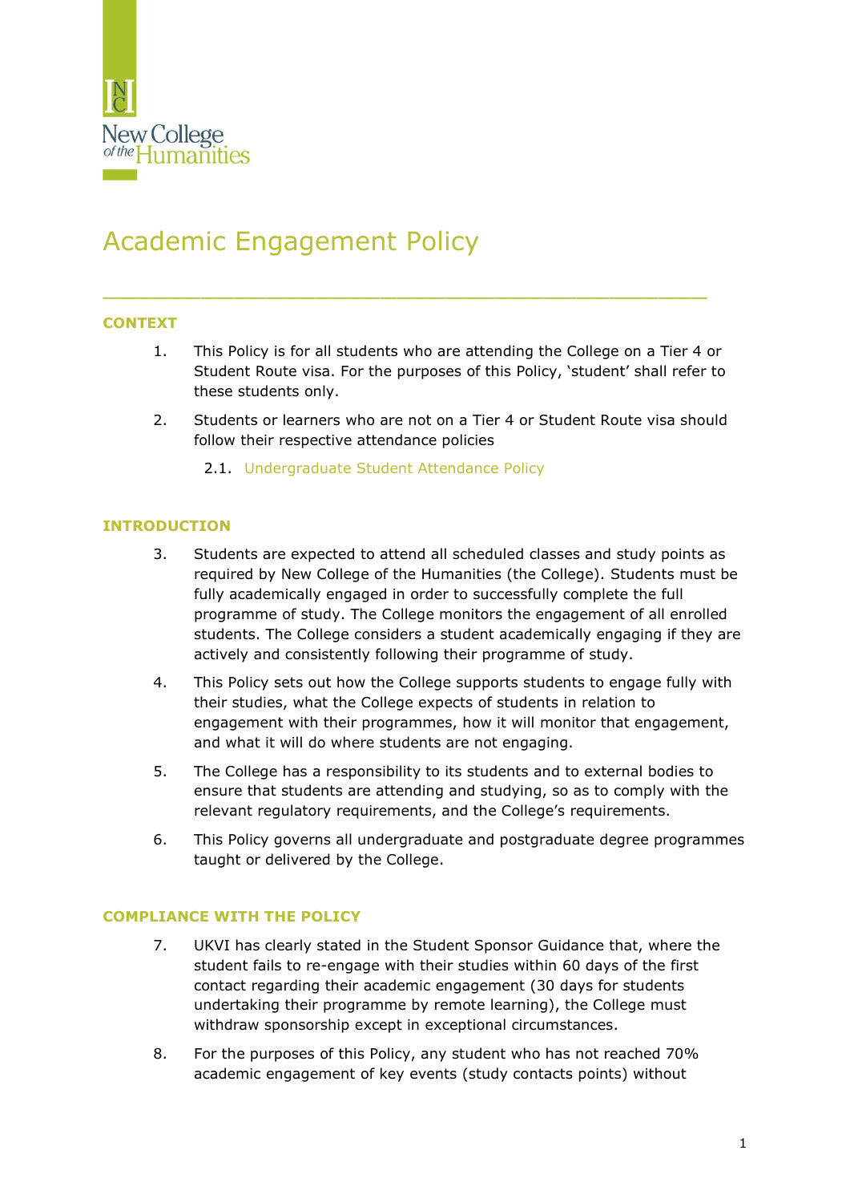# Academic Engagement Policy

## CONTEXT

1. This Policy is for all students who are attending the College on a Tier 4 or Student Route visa. For the purposes of this Policy, 'student' shall refer to these students only.

2. Students or learners who are not on a Tier 4 or Student Route visa should follow their respective attendance policies

   2.1. Undergraduate Student Attendance Policy

## INTRODUCTION

3. Students are expected to attend all scheduled classes and study points as required by New College of the Humanities (the College). Students must be fully academically engaged in order to successfully complete the full programme of study. The College monitors the engagement of all enrolled students. The College considers a student academically engaging if they are actively and consistently following their programme of study.

4. This Policy sets out how the College supports students to engage fully with their studies, what the College expects of students in relation to engagement with their programmes, how it will monitor that engagement, and what it will do where students are not engaging.

5. The College has a responsibility to its students and to external bodies to ensure that students are attending and studying, so as to comply with the relevant regulatory requirements, and the College's requirements.

6. This Policy governs all undergraduate and postgraduate degree programmes taught or delivered by the College.

## COMPLIANCE WITH THE POLICY

7. UKVI has clearly stated in the Student Sponsor Guidance that, where the student fails to re-engage with their studies within 60 days of the first contact regarding their academic engagement (30 days for students undertaking their programme by remote learning), the College must withdraw sponsorship except in exceptional circumstances.

8. For the purposes of this Policy, any student who has not reached 70% academic engagement of key events (study contacts points) without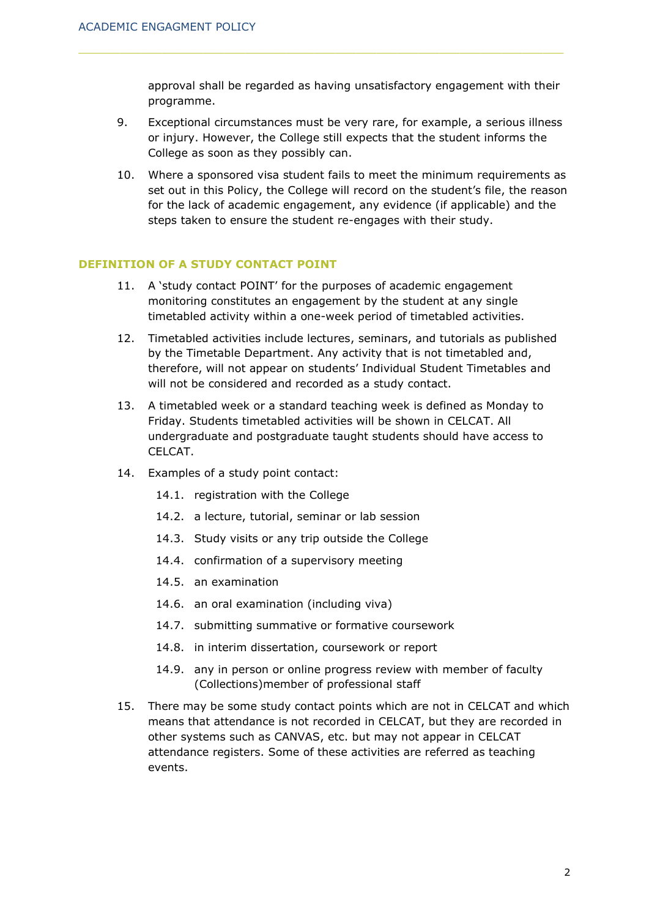approval shall be regarded as having unsatisfactory engagement with their programme.

9. Exceptional circumstances must be very rare, for example, a serious illness or injury. However, the College still expects that the student informs the College as soon as they possibly can.

10. Where a sponsored visa student fails to meet the minimum requirements as set out in this Policy, the College will record on the student's file, the reason for the lack of academic engagement, any evidence (if applicable) and the steps taken to ensure the student re-engages with their study.

## DEFINITION OF A STUDY CONTACT POINT

11. A 'study contact POINT' for the purposes of academic engagement monitoring constitutes an engagement by the student at any single timetabled activity within a one-week period of timetabled activities.

12. Timetabled activities include lectures, seminars, and tutorials as published by the Timetable Department. Any activity that is not timetabled and, therefore, will not appear on students' Individual Student Timetables and will not be considered and recorded as a study contact.

13. A timetabled week or a standard teaching week is defined as Monday to Friday. Students timetabled activities will be shown in CELCAT. All undergraduate and postgraduate taught students should have access to CELCAT.

14. Examples of a study point contact:

    14.1. registration with the College

    14.2. a lecture, tutorial, seminar or lab session

    14.3. Study visits or any trip outside the College

    14.4. confirmation of a supervisory meeting

    14.5. an examination

    14.6. an oral examination (including viva)

    14.7. submitting summative or formative coursework

    14.8. in interim dissertation, coursework or report

    14.9. any in person or online progress review with member of faculty (Collections)member of professional staff

15. There may be some study contact points which are not in CELCAT and which means that attendance is not recorded in CELCAT, but they are recorded in other systems such as CANVAS, etc. but may not appear in CELCAT attendance registers. Some of these activities are referred as teaching events.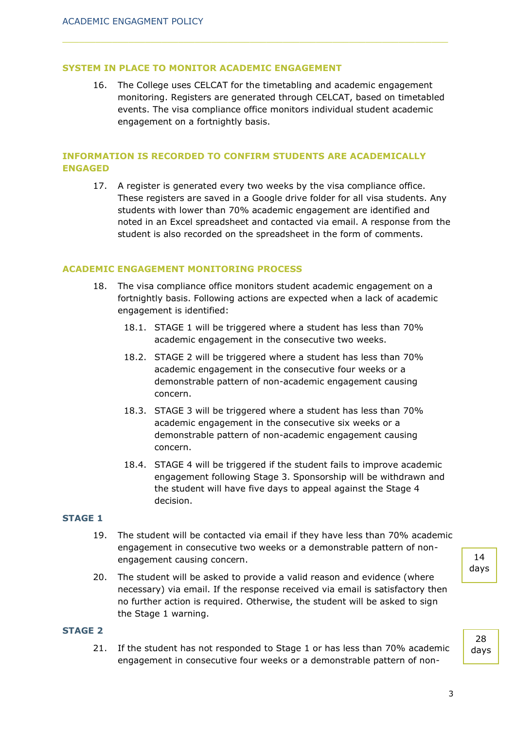## SYSTEM IN PLACE TO MONITOR ACADEMIC ENGAGEMENT

16. The College uses CELCAT for the timetabling and academic engagement monitoring. Registers are generated through CELCAT, based on timetabled events. The visa compliance office monitors individual student academic engagement on a fortnightly basis.

## INFORMATION IS RECORDED TO CONFIRM STUDENTS ARE ACADEMICALLY ENGAGED

17. A register is generated every two weeks by the visa compliance office. These registers are saved in a Google drive folder for all visa students. Any students with lower than 70% academic engagement are identified and noted in an Excel spreadsheet and contacted via email. A response from the student is also recorded on the spreadsheet in the form of comments.

## ACADEMIC ENGAGEMENT MONITORING PROCESS

18. The visa compliance office monitors student academic engagement on a fortnightly basis. Following actions are expected when a lack of academic engagement is identified:

    18.1. STAGE 1 will be triggered where a student has less than 70% academic engagement in the consecutive two weeks.

    18.2. STAGE 2 will be triggered where a student has less than 70% academic engagement in the consecutive four weeks or a demonstrable pattern of non-academic engagement causing concern.

    18.3. STAGE 3 will be triggered where a student has less than 70% academic engagement in the consecutive six weeks or a demonstrable pattern of non-academic engagement causing concern.

    18.4. STAGE 4 will be triggered if the student fails to improve academic engagement following Stage 3. Sponsorship will be withdrawn and the student will have five days to appeal against the Stage 4 decision.

### STAGE 1

19. The student will be contacted via email if they have less than 70% academic engagement in consecutive two weeks or a demonstrable pattern of non-engagement causing concern.

14 days

20. The student will be asked to provide a valid reason and evidence (where necessary) via email. If the response received via email is satisfactory then no further action is required. Otherwise, the student will be asked to sign the Stage 1 warning.

### STAGE 2

28 days

21. If the student has not responded to Stage 1 or has less than 70% academic engagement in consecutive four weeks or a demonstrable pattern of non-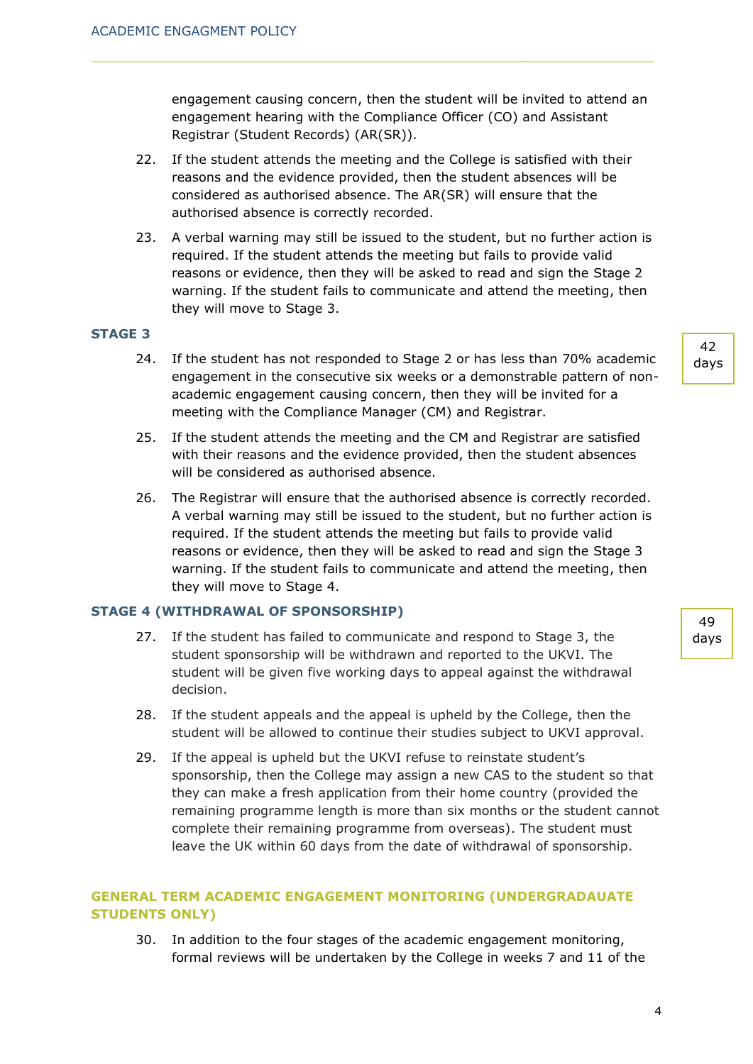engagement causing concern, then the student will be invited to attend an engagement hearing with the Compliance Officer (CO) and Assistant Registrar (Student Records) (AR(SR)).

22. If the student attends the meeting and the College is satisfied with their reasons and the evidence provided, then the student absences will be considered as authorised absence. The AR(SR) will ensure that the authorised absence is correctly recorded.

23. A verbal warning may still be issued to the student, but no further action is required. If the student attends the meeting but fails to provide valid reasons or evidence, then they will be asked to read and sign the Stage 2 warning. If the student fails to communicate and attend the meeting, then they will move to Stage 3.

### STAGE 3

42 days

24. If the student has not responded to Stage 2 or has less than 70% academic engagement in the consecutive six weeks or a demonstrable pattern of non-academic engagement causing concern, then they will be invited for a meeting with the Compliance Manager (CM) and Registrar.

25. If the student attends the meeting and the CM and Registrar are satisfied with their reasons and the evidence provided, then the student absences will be considered as authorised absence.

26. The Registrar will ensure that the authorised absence is correctly recorded. A verbal warning may still be issued to the student, but no further action is required. If the student attends the meeting but fails to provide valid reasons or evidence, then they will be asked to read and sign the Stage 3 warning. If the student fails to communicate and attend the meeting, then they will move to Stage 4.

### STAGE 4 (WITHDRAWAL OF SPONSORSHIP)

49 days

27. If the student has failed to communicate and respond to Stage 3, the student sponsorship will be withdrawn and reported to the UKVI. The student will be given five working days to appeal against the withdrawal decision.

28. If the student appeals and the appeal is upheld by the College, then the student will be allowed to continue their studies subject to UKVI approval.

29. If the appeal is upheld but the UKVI refuse to reinstate student's sponsorship, then the College may assign a new CAS to the student so that they can make a fresh application from their home country (provided the remaining programme length is more than six months or the student cannot complete their remaining programme from overseas). The student must leave the UK within 60 days from the date of withdrawal of sponsorship.

## GENERAL TERM ACADEMIC ENGAGEMENT MONITORING (UNDERGRADUATE STUDENTS ONLY)

30. In addition to the four stages of the academic engagement monitoring, formal reviews will be undertaken by the College in weeks 7 and 11 of the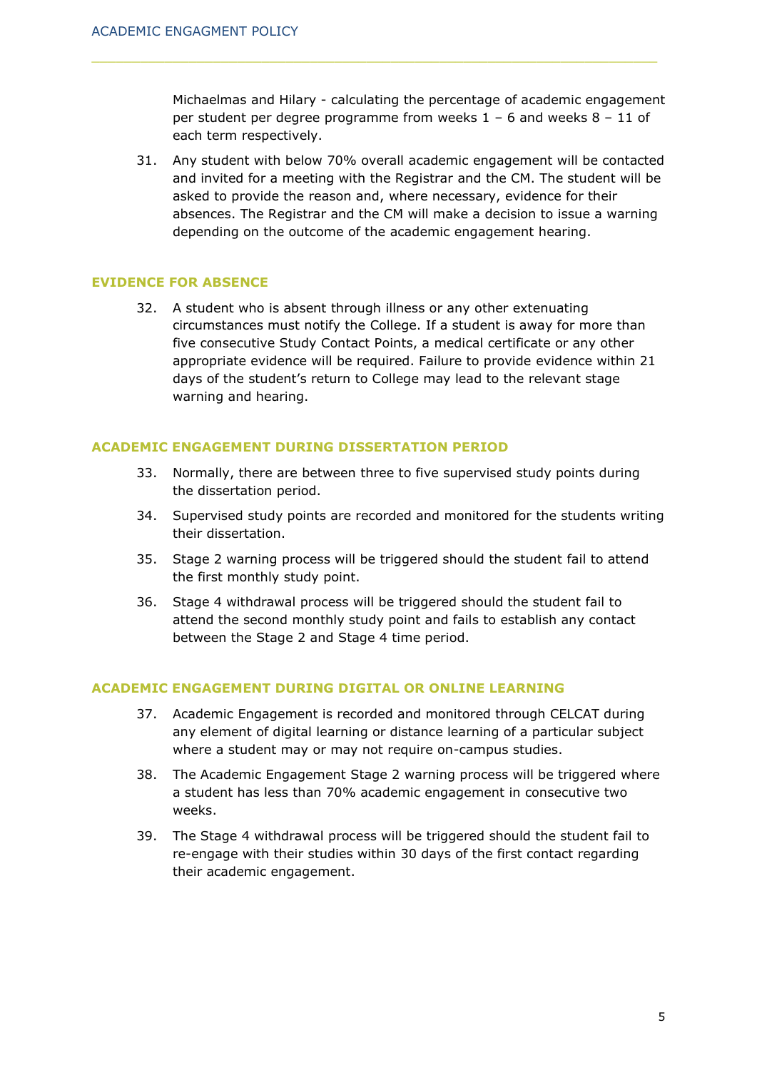Michaelmas and Hilary - calculating the percentage of academic engagement per student per degree programme from weeks 1 – 6 and weeks 8 – 11 of each term respectively.

31. Any student with below 70% overall academic engagement will be contacted and invited for a meeting with the Registrar and the CM. The student will be asked to provide the reason and, where necessary, evidence for their absences. The Registrar and the CM will make a decision to issue a warning depending on the outcome of the academic engagement hearing.

### EVIDENCE FOR ABSENCE

32. A student who is absent through illness or any other extenuating circumstances must notify the College. If a student is away for more than five consecutive Study Contact Points, a medical certificate or any other appropriate evidence will be required. Failure to provide evidence within 21 days of the student's return to College may lead to the relevant stage warning and hearing.

### ACADEMIC ENGAGEMENT DURING DISSERTATION PERIOD

33. Normally, there are between three to five supervised study points during the dissertation period.

34. Supervised study points are recorded and monitored for the students writing their dissertation.

35. Stage 2 warning process will be triggered should the student fail to attend the first monthly study point.

36. Stage 4 withdrawal process will be triggered should the student fail to attend the second monthly study point and fails to establish any contact between the Stage 2 and Stage 4 time period.

### ACADEMIC ENGAGEMENT DURING DIGITAL OR ONLINE LEARNING

37. Academic Engagement is recorded and monitored through CELCAT during any element of digital learning or distance learning of a particular subject where a student may or may not require on-campus studies.

38. The Academic Engagement Stage 2 warning process will be triggered where a student has less than 70% academic engagement in consecutive two weeks.

39. The Stage 4 withdrawal process will be triggered should the student fail to re-engage with their studies within 30 days of the first contact regarding their academic engagement.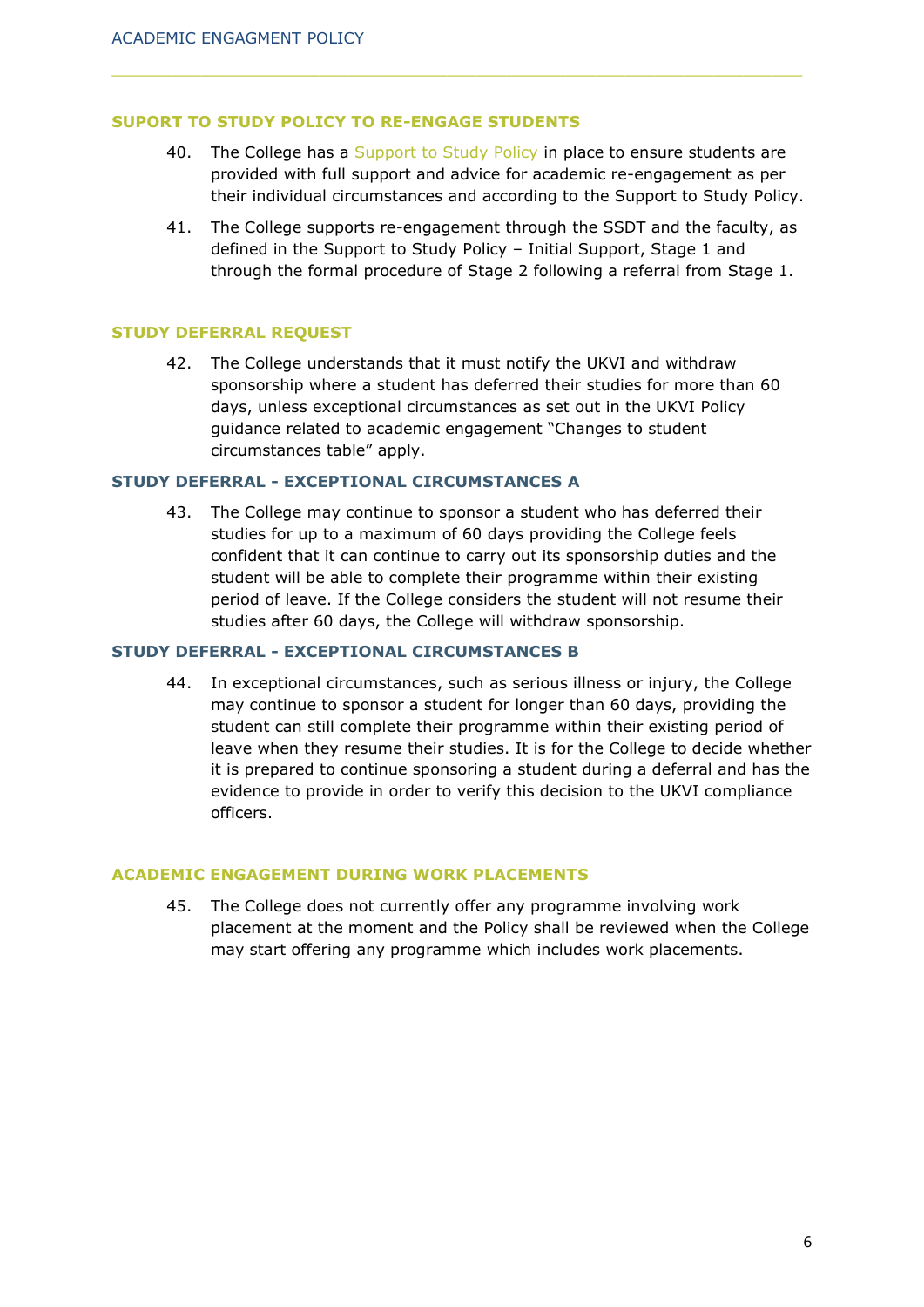## SUPORT TO STUDY POLICY TO RE-ENGAGE STUDENTS

40. The College has a Support to Study Policy in place to ensure students are provided with full support and advice for academic re-engagement as per their individual circumstances and according to the Support to Study Policy.

41. The College supports re-engagement through the SSDT and the faculty, as defined in the Support to Study Policy – Initial Support, Stage 1 and through the formal procedure of Stage 2 following a referral from Stage 1.

## STUDY DEFERRAL REQUEST

42. The College understands that it must notify the UKVI and withdraw sponsorship where a student has deferred their studies for more than 60 days, unless exceptional circumstances as set out in the UKVI Policy guidance related to academic engagement "Changes to student circumstances table" apply.

### STUDY DEFERRAL - EXCEPTIONAL CIRCUMSTANCES A

43. The College may continue to sponsor a student who has deferred their studies for up to a maximum of 60 days providing the College feels confident that it can continue to carry out its sponsorship duties and the student will be able to complete their programme within their existing period of leave. If the College considers the student will not resume their studies after 60 days, the College will withdraw sponsorship.

### STUDY DEFERRAL - EXCEPTIONAL CIRCUMSTANCES B

44. In exceptional circumstances, such as serious illness or injury, the College may continue to sponsor a student for longer than 60 days, providing the student can still complete their programme within their existing period of leave when they resume their studies. It is for the College to decide whether it is prepared to continue sponsoring a student during a deferral and has the evidence to provide in order to verify this decision to the UKVI compliance officers.

## ACADEMIC ENGAGEMENT DURING WORK PLACEMENTS

45. The College does not currently offer any programme involving work placement at the moment and the Policy shall be reviewed when the College may start offering any programme which includes work placements.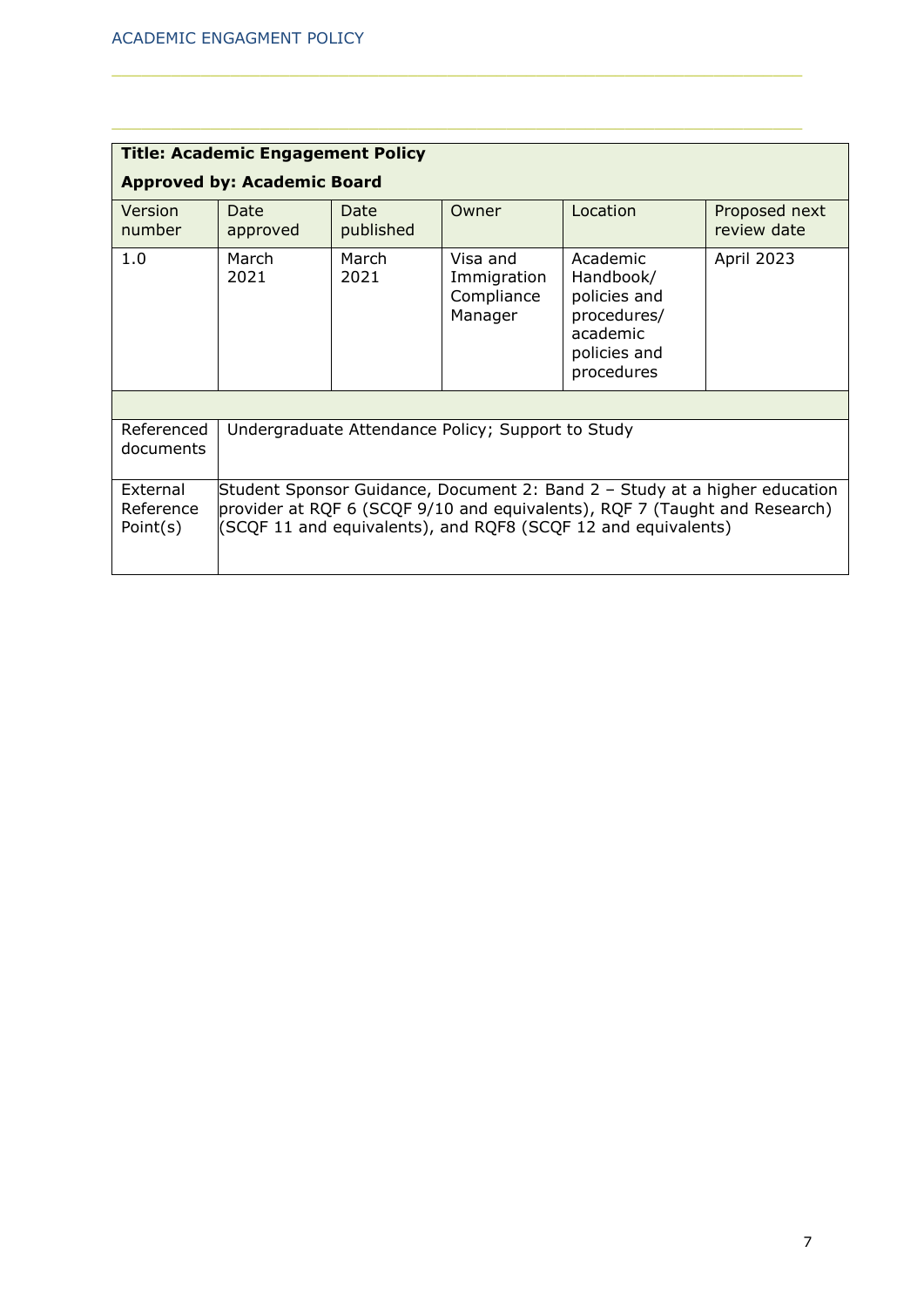| Title: Academic Engagement Policy<br>Approved by: Academic Board | | | | | |
|---|---|---|---|---|---|
| Version number | Date approved | Date published | Owner | Location | Proposed next review date |
| 1.0 | March 2021 | March 2021 | Visa and Immigration Compliance Manager | Academic Handbook/ policies and procedures/ academic policies and procedures | April 2023 |
| | | | | | |
| Referenced documents | Undergraduate Attendance Policy; Support to Study | | | | |
| External Reference Point(s) | Student Sponsor Guidance, Document 2: Band 2 – Study at a higher education provider at RQF 6 (SCQF 9/10 and equivalents), RQF 7 (Taught and Research) (SCQF 11 and equivalents), and RQF8 (SCQF 12 and equivalents) | | | | |